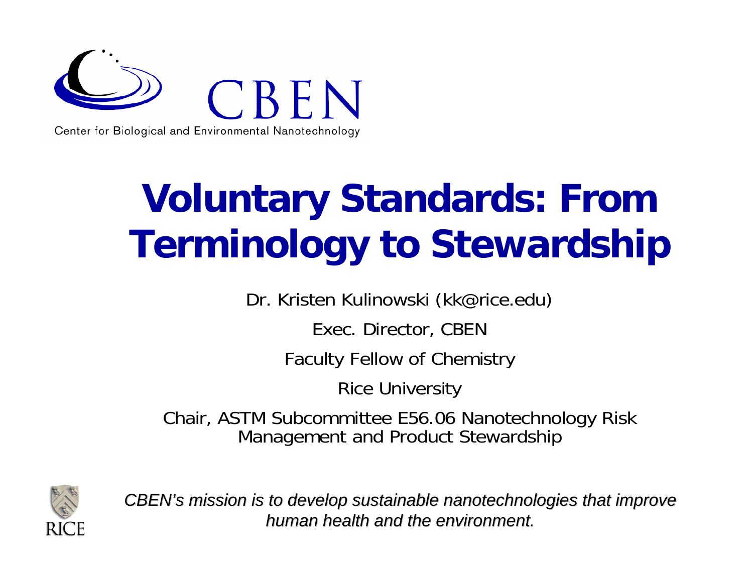CBEN

Center for Biological and Environmental Nanotechnology

# Voluntary Standards: From Terminology to Stewardship

Dr. Kristen Kulinowski (kk@rice.edu)

Exec. Director, CBEN

Faculty Fellow of Chemistry

Rice University

Chair, ASTM Subcommittee E56.06 Nanotechnology Risk Management and Product Stewardship

RICE

*CBEN's mission is to develop sustainable nanotechnologies that improve human health and the environment.*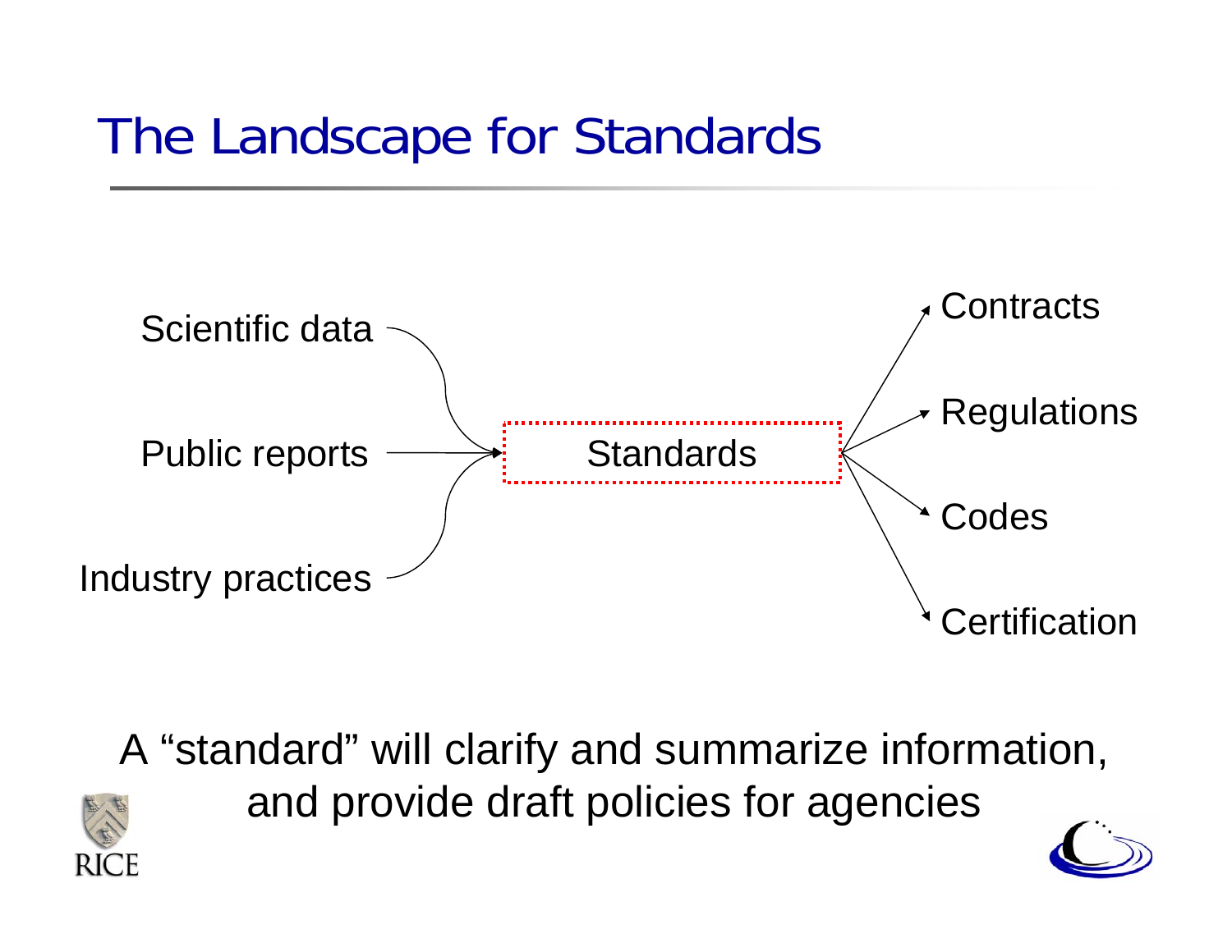# The Landscape for Standards

Scientific data → Standards
Public reports → Standards
Industry practices → Standards

Standards → Contracts
Standards → Regulations
Standards → Codes
Standards → Certification

A "standard" will clarify and summarize information, and provide draft policies for agencies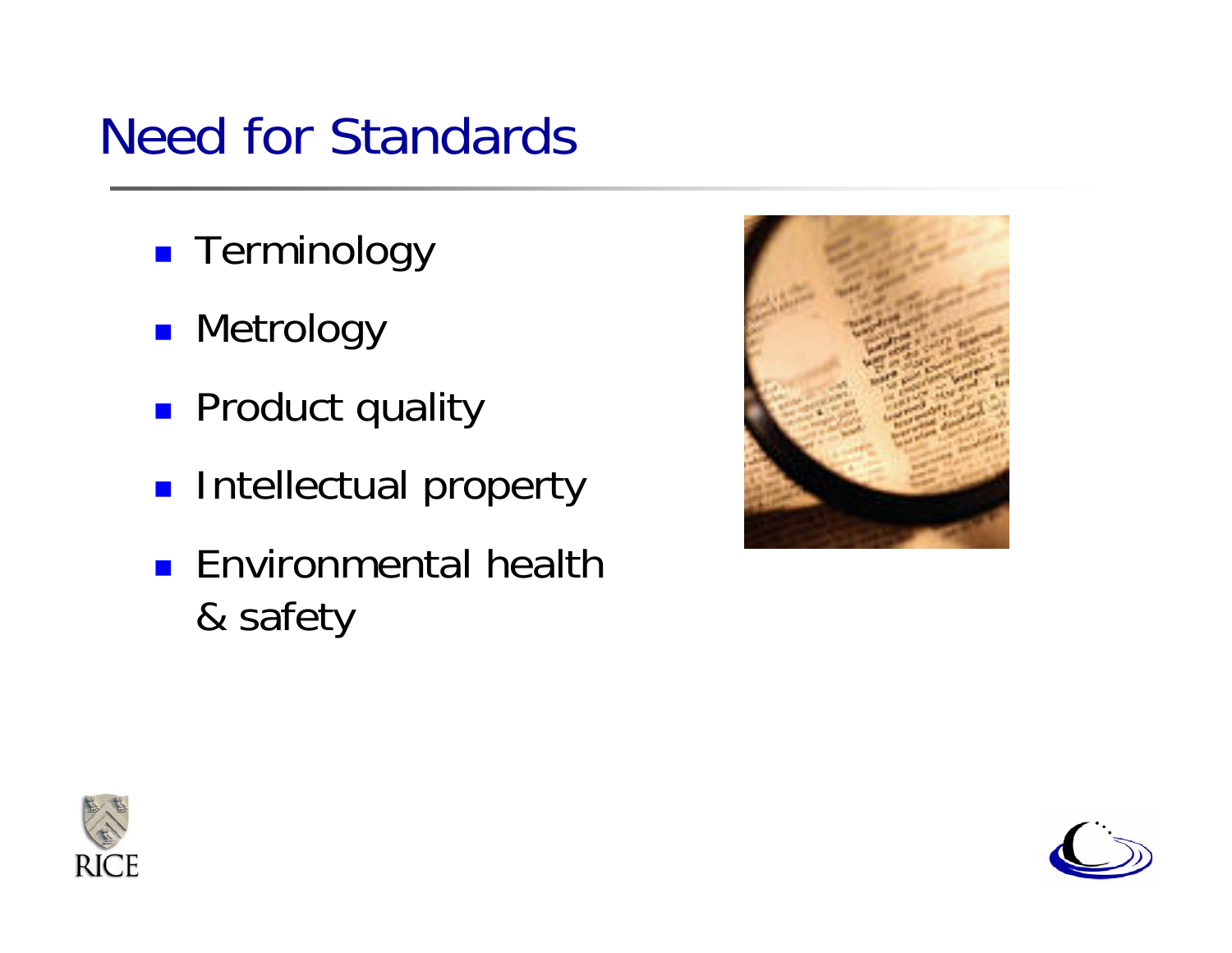# Need for Standards

- Terminology
- Metrology
- Product quality
- Intellectual property
- Environmental health & safety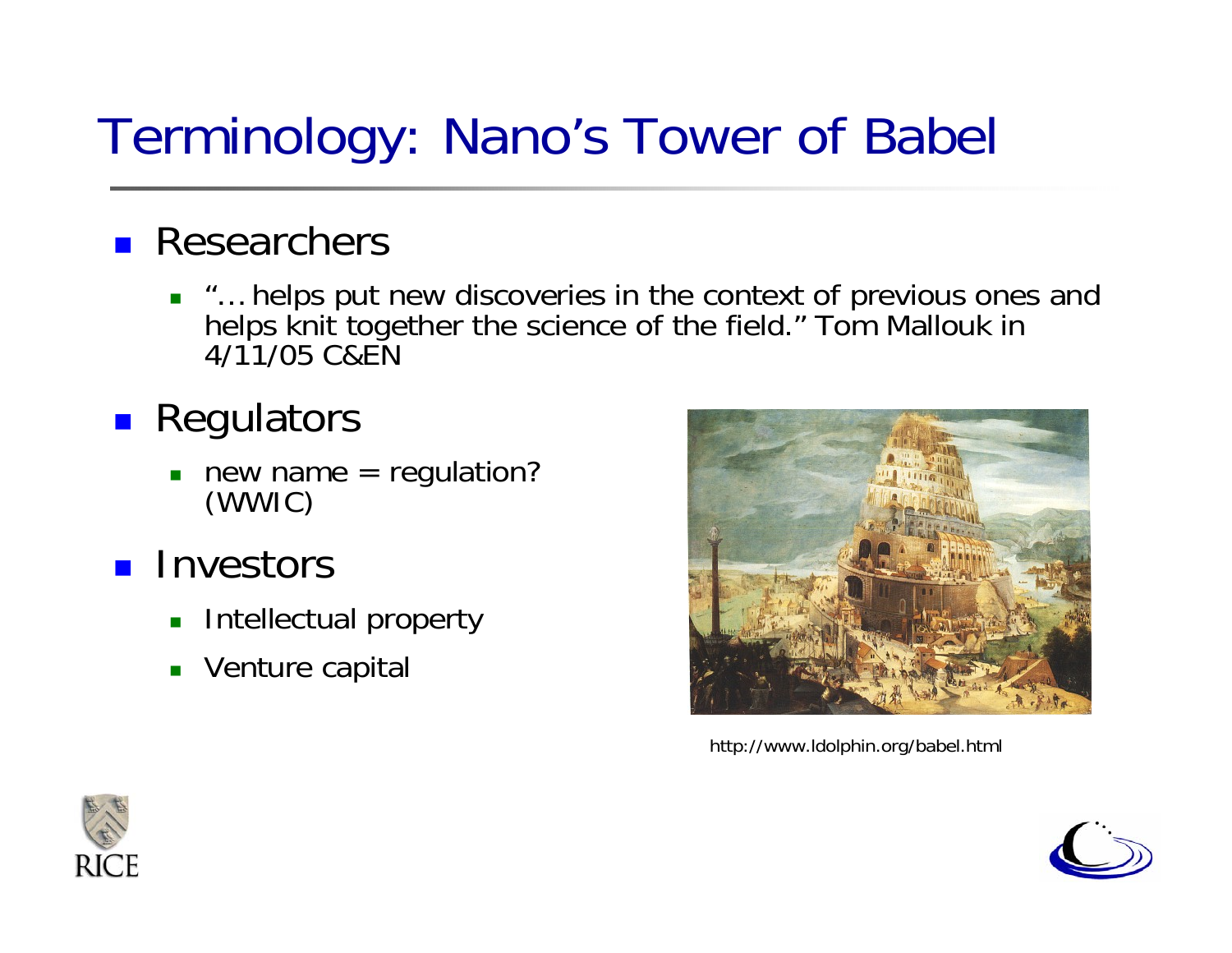# Terminology: Nano's Tower of Babel

- Researchers
  - "… helps put new discoveries in the context of previous ones and helps knit together the science of the field." Tom Mallouk in 4/11/05 C&EN
- Regulators
  - new name = regulation? (WWIC)
- Investors
  - Intellectual property
  - Venture capital

http://www.ldolphin.org/babel.html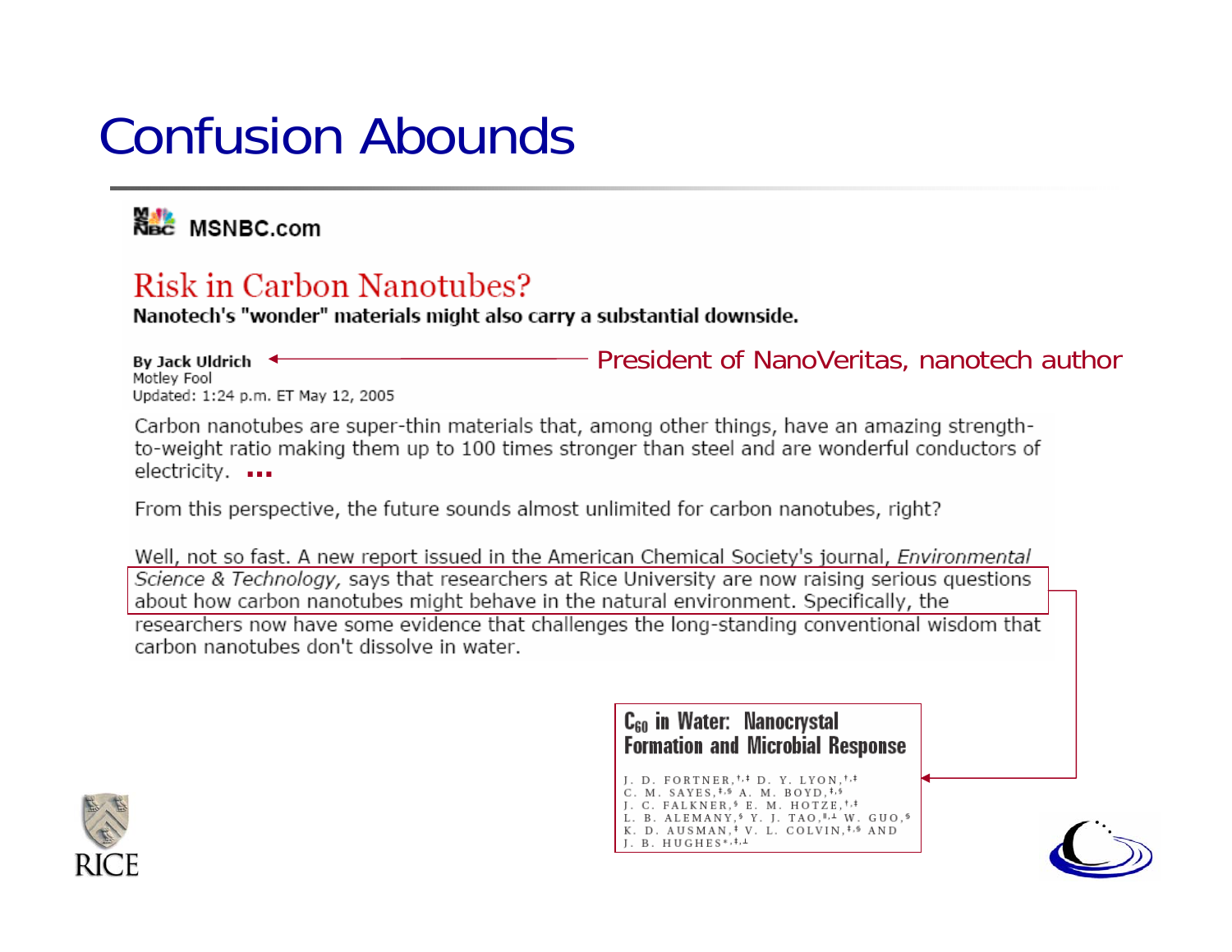# Confusion Abounds

MSNBC.com

## Risk in Carbon Nanotubes?

**Nanotech's "wonder" materials might also carry a substantial downside.**

**By Jack Uldrich** ← President of NanoVeritas, nanotech author
Motley Fool
Updated: 1:24 p.m. ET May 12, 2005

Carbon nanotubes are super-thin materials that, among other things, have an amazing strength-to-weight ratio making them up to 100 times stronger than steel and are wonderful conductors of electricity. ...

From this perspective, the future sounds almost unlimited for carbon nanotubes, right?

Well, not so fast. A new report issued in the American Chemical Society's journal, *Environmental Science & Technology*, says that researchers at Rice University are now raising serious questions about how carbon nanotubes might behave in the natural environment. Specifically, the researchers now have some evidence that challenges the long-standing conventional wisdom that carbon nanotubes don't dissolve in water.

**$C_{60}$ in Water: Nanocrystal Formation and Microbial Response**

J. D. FORTNER,[†,‡] D. Y. LYON,[†,‡] C. M. SAYES,[‡,§] A. M. BOYD,[‡,§] J. C. FALKNER,[§] E. M. HOTZE,[†,‡] L. B. ALEMANY,[§] Y. J. TAO,[∥,⊥] W. GUO,[§] K. D. AUSMAN,[‡] V. L. COLVIN,[‡,§] AND J. B. HUGHES[*,‡,⊥]

RICE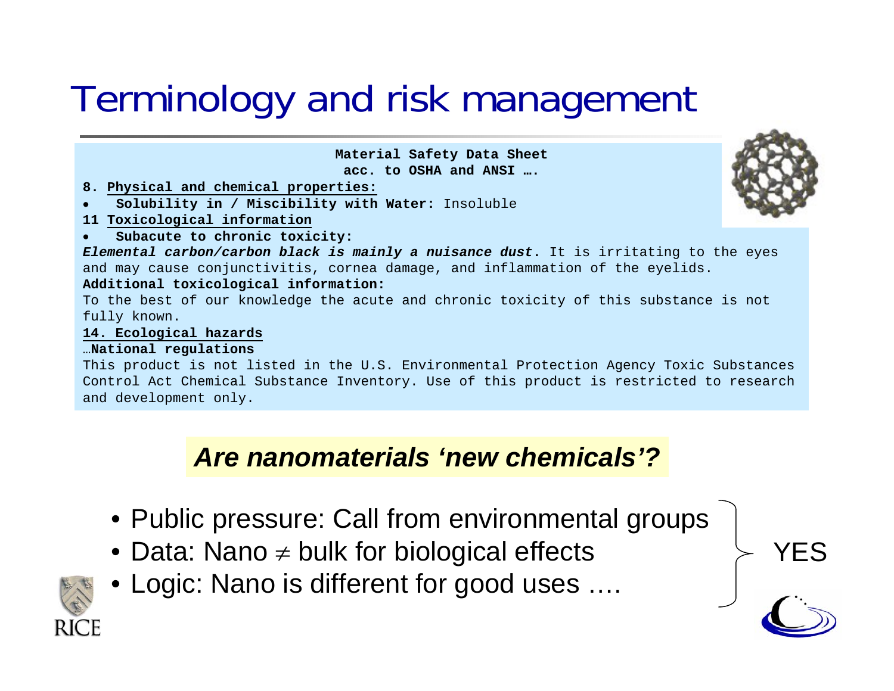# Terminology and risk management

**Material Safety Data Sheet**
**acc. to OSHA and ANSI ….**

**8. Physical and chemical properties:**

- **Solubility in / Miscibility with Water:** Insoluble

**11 Toxicological information**

- **Subacute to chronic toxicity:**

***Elemental carbon/carbon black is mainly a nuisance dust.*** It is irritating to the eyes and may cause conjunctivitis, cornea damage, and inflammation of the eyelids.

**Additional toxicological information:**

To the best of our knowledge the acute and chronic toxicity of this substance is not fully known.

**14. Ecological hazards**

…**National regulations**

This product is not listed in the U.S. Environmental Protection Agency Toxic Substances Control Act Chemical Substance Inventory. Use of this product is restricted to research and development only.

***Are nanomaterials 'new chemicals'?***

- Public pressure: Call from environmental groups
- Data: Nano $\neq$ bulk for biological effects
- Logic: Nano is different for good uses ….

} YES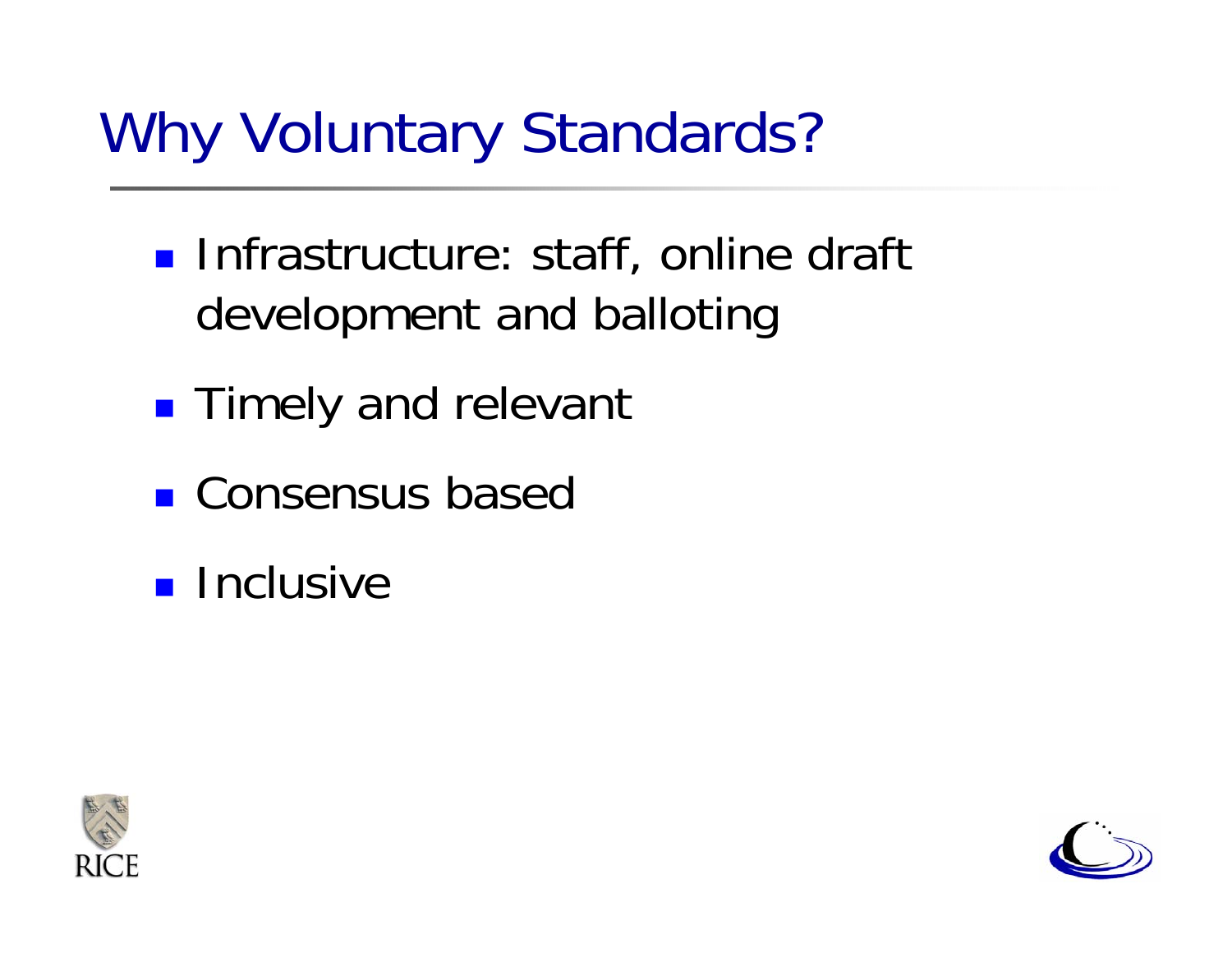# Why Voluntary Standards?

- Infrastructure: staff, online draft development and balloting
- Timely and relevant
- Consensus based
- Inclusive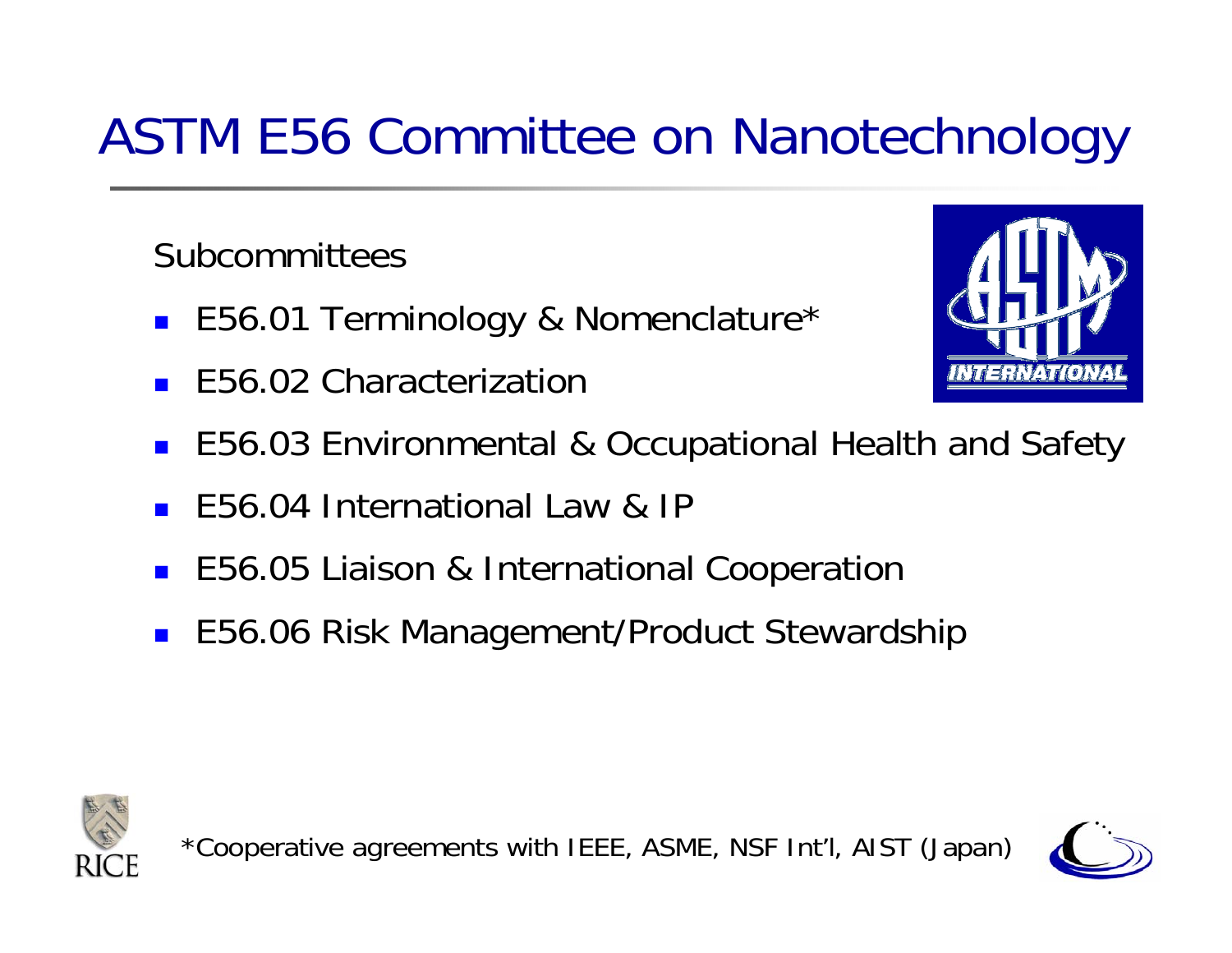# ASTM E56 Committee on Nanotechnology

Subcommittees

- E56.01 Terminology & Nomenclature*
- E56.02 Characterization
- E56.03 Environmental & Occupational Health and Safety
- E56.04 International Law & IP
- E56.05 Liaison & International Cooperation
- E56.06 Risk Management/Product Stewardship

*Cooperative agreements with IEEE, ASME, NSF Int'l, AIST (Japan)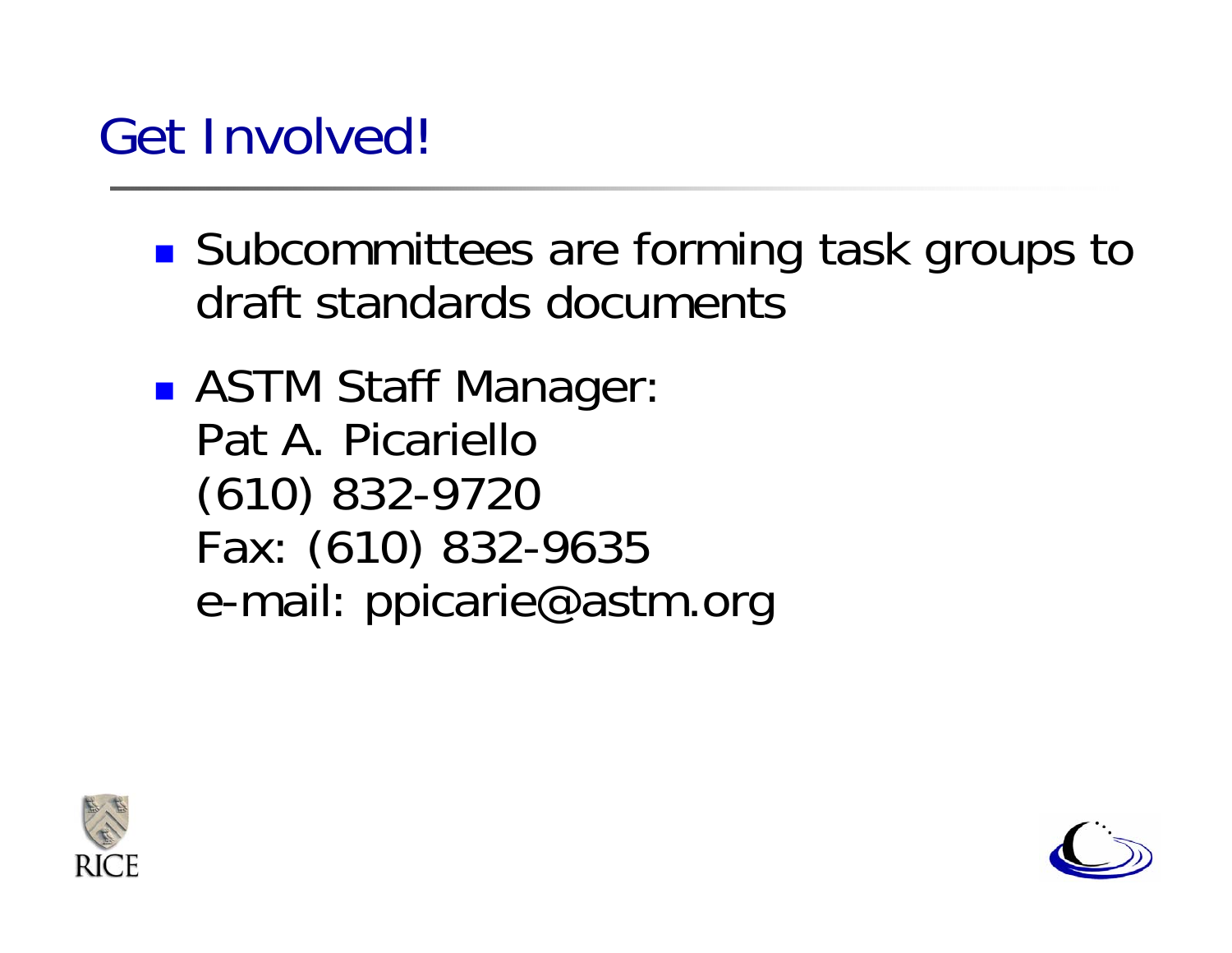# Get Involved!

- Subcommittees are forming task groups to draft standards documents
- ASTM Staff Manager:
  Pat A. Picariello
  (610) 832-9720
  Fax: (610) 832-9635
  e-mail: ppicarie@astm.org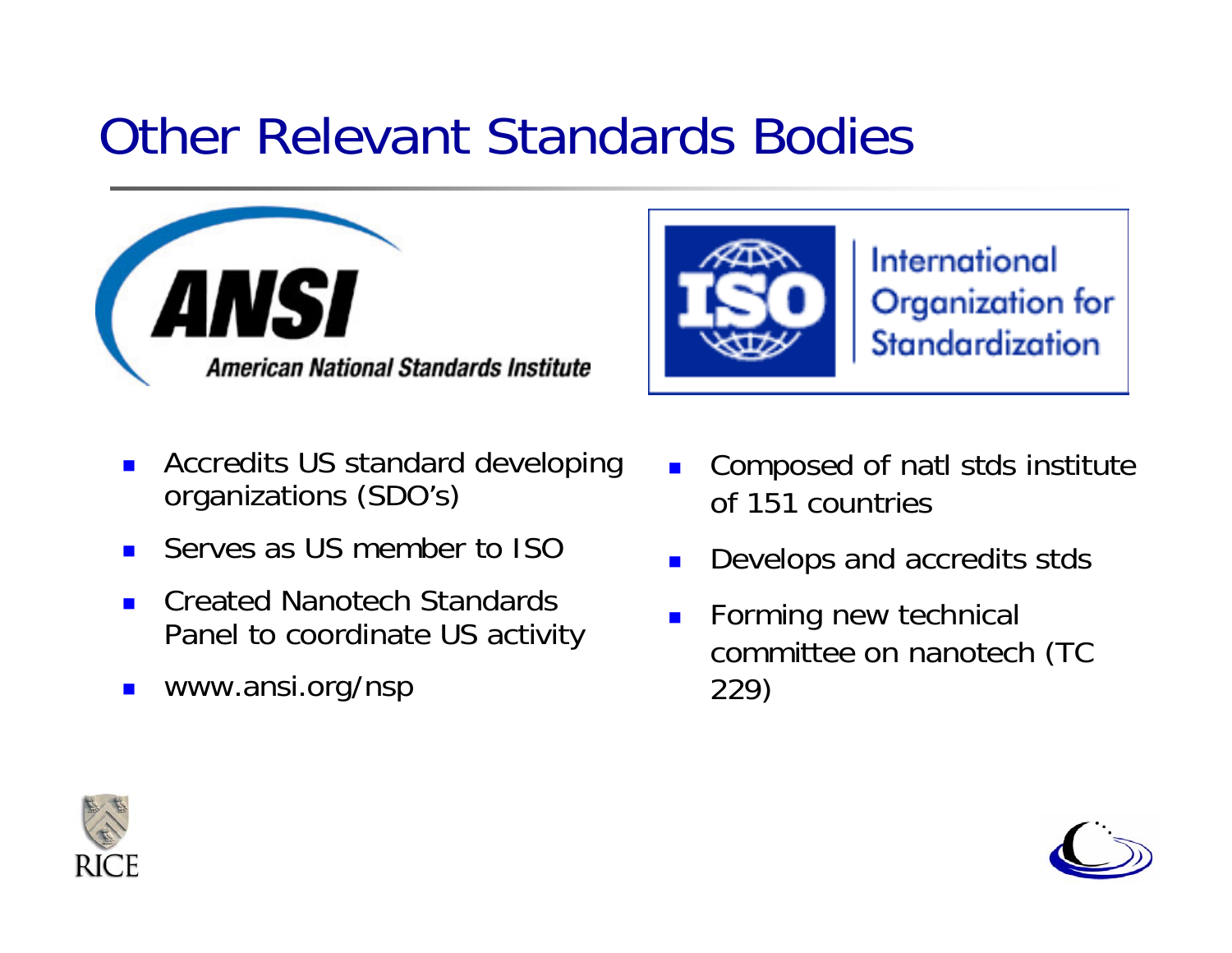# Other Relevant Standards Bodies

**ANSI**
American National Standards Institute

- Accredits US standard developing organizations (SDO's)
- Serves as US member to ISO
- Created Nanotech Standards Panel to coordinate US activity
- www.ansi.org/nsp

**ISO**
International Organization for Standardization

- Composed of natl stds institute of 151 countries
- Develops and accredits stds
- Forming new technical committee on nanotech (TC 229)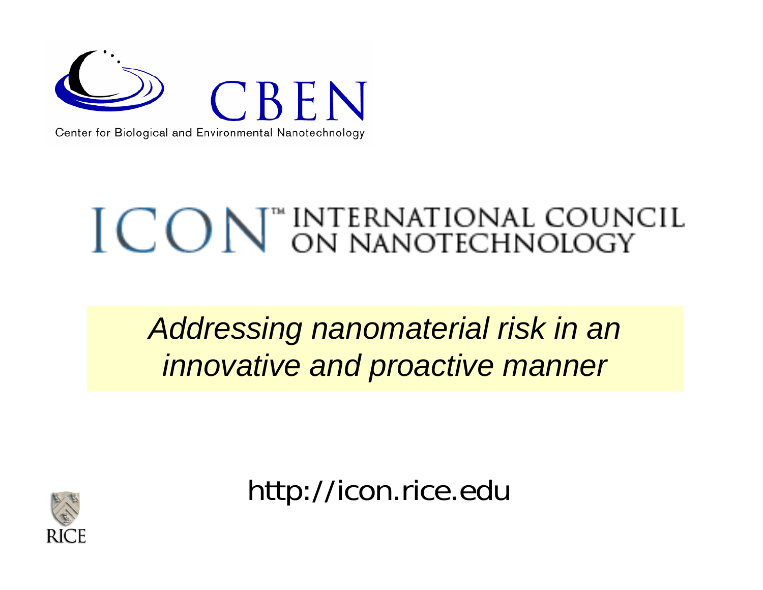CBEN

Center for Biological and Environmental Nanotechnology

ICON™ INTERNATIONAL COUNCIL ON NANOTECHNOLOGY

*Addressing nanomaterial risk in an innovative and proactive manner*

http://icon.rice.edu

RICE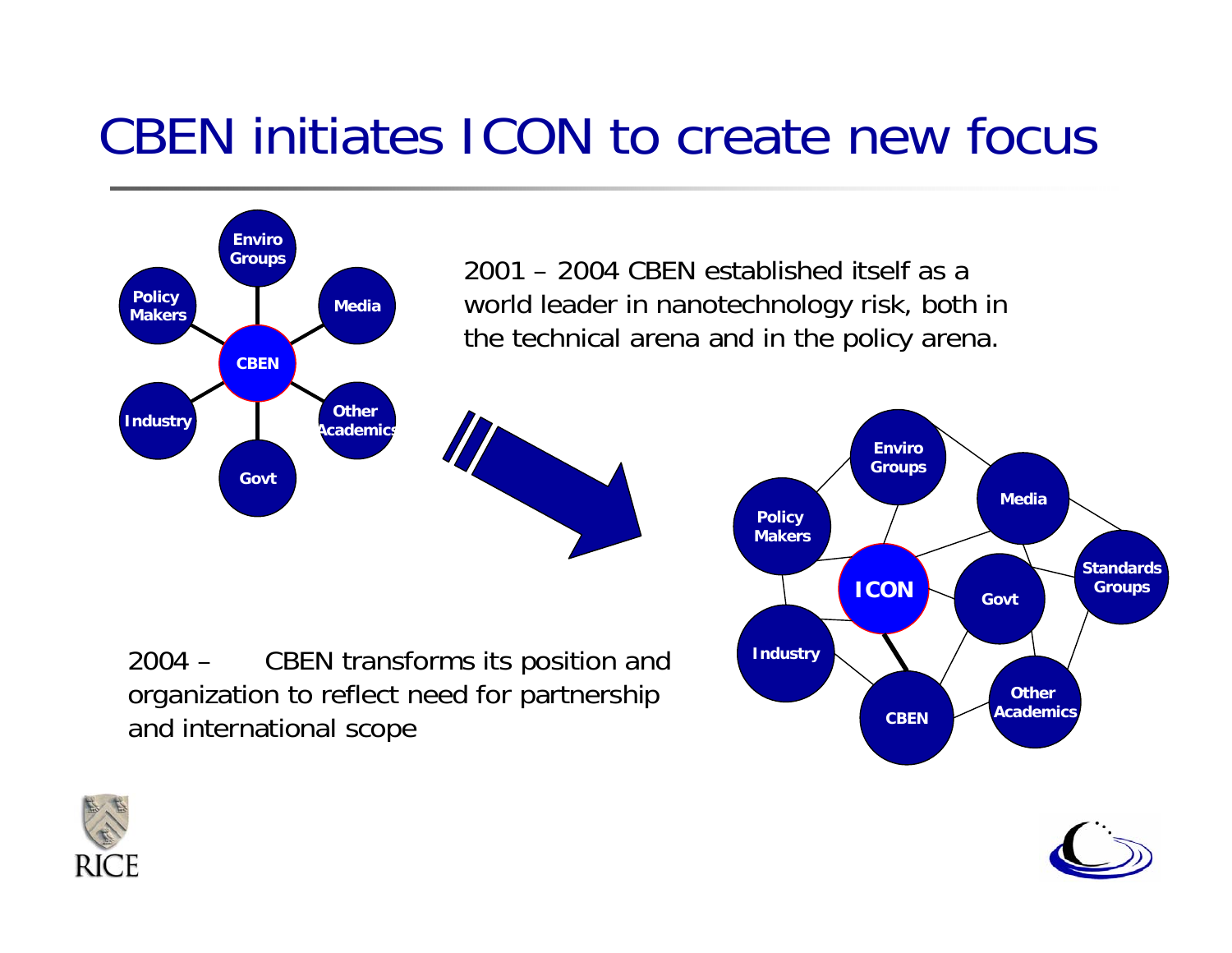# CBEN initiates ICON to create new focus

2001 – 2004 CBEN established itself as a world leader in nanotechnology risk, both in the technical arena and in the policy arena.

2004 – CBEN transforms its position and organization to reflect need for partnership and international scope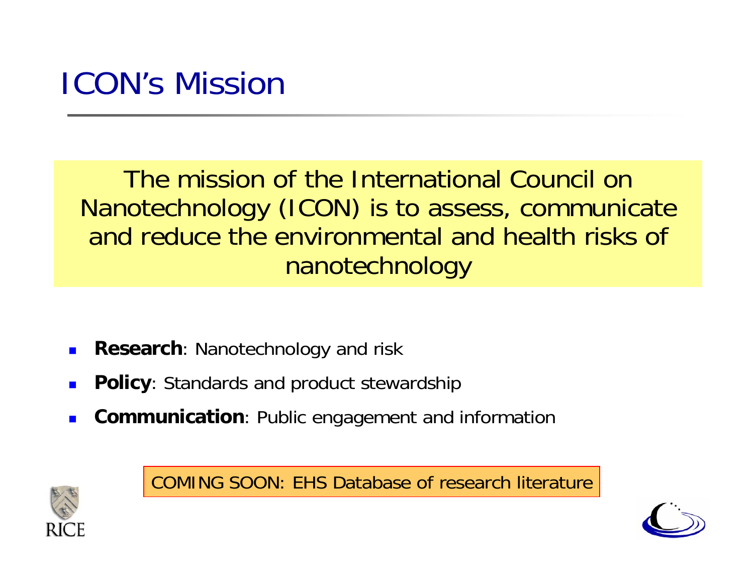# ICON's Mission

The mission of the International Council on Nanotechnology (ICON) is to assess, communicate and reduce the environmental and health risks of nanotechnology

- **Research**: Nanotechnology and risk
- **Policy**: Standards and product stewardship
- **Communication**: Public engagement and information

COMING SOON: EHS Database of research literature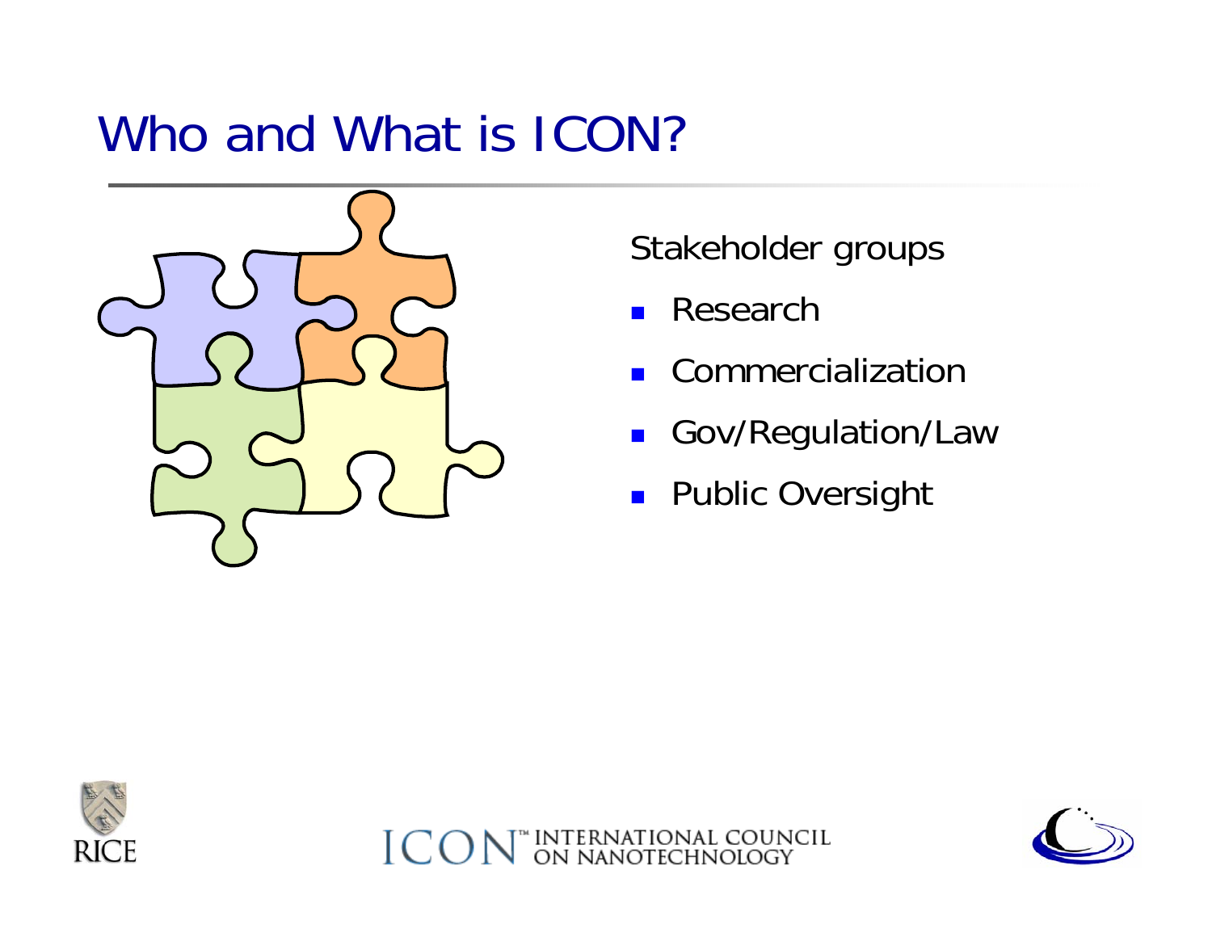# Who and What is ICON?

Stakeholder groups

- Research
- Commercialization
- Gov/Regulation/Law
- Public Oversight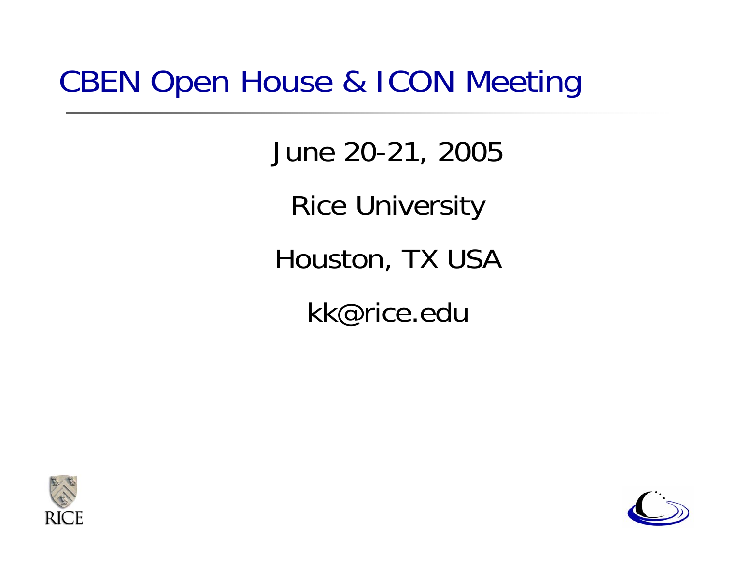# CBEN Open House & ICON Meeting

June 20-21, 2005

Rice University

Houston, TX USA

kk@rice.edu